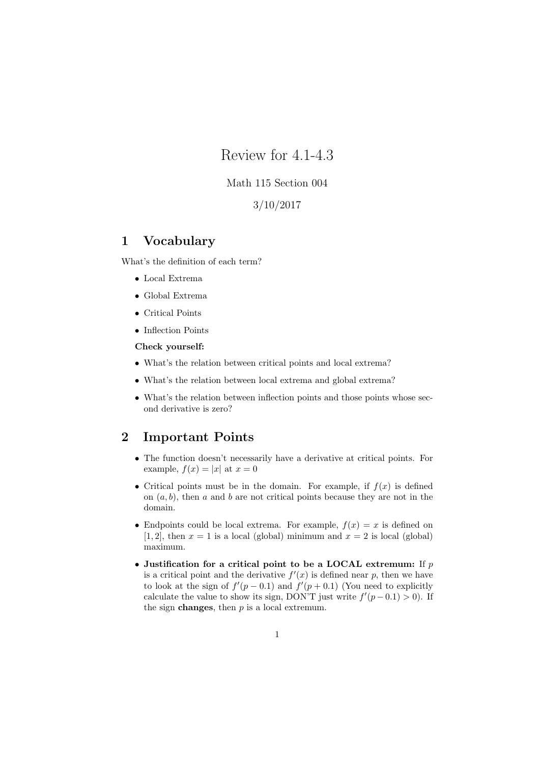# Review for 4.1-4.3

Math 115 Section 004

3/10/2017

## 1 Vocabulary

What's the definition of each term?

- Local Extrema
- Global Extrema
- Critical Points
- Inflection Points

**Check yourself:**

- What's the relation between critical points and local extrema?
- What's the relation between local extrema and global extrema?
- What's the relation between inflection points and those points whose second derivative is zero?

## 2 Important Points

- The function doesn't necessarily have a derivative at critical points. For example, $f(x) = |x|$ at $x = 0$
- Critical points must be in the domain. For example, if $f(x)$ is defined on $(a, b)$, then $a$ and $b$ are not critical points because they are not in the domain.
- Endpoints could be local extrema. For example, $f(x) = x$ is defined on $[1, 2]$, then $x = 1$ is a local (global) minimum and $x = 2$ is local (global) maximum.
- **Justification for a critical point to be a LOCAL extremum:** If $p$ is a critical point and the derivative $f'(x)$ is defined near $p$, then we have to look at the sign of $f'(p - 0.1)$ and $f'(p + 0.1)$ (You need to explicitly calculate the value to show its sign, DON'T just write $f'(p - 0.1) > 0$). If the sign **changes**, then $p$ is a local extremum.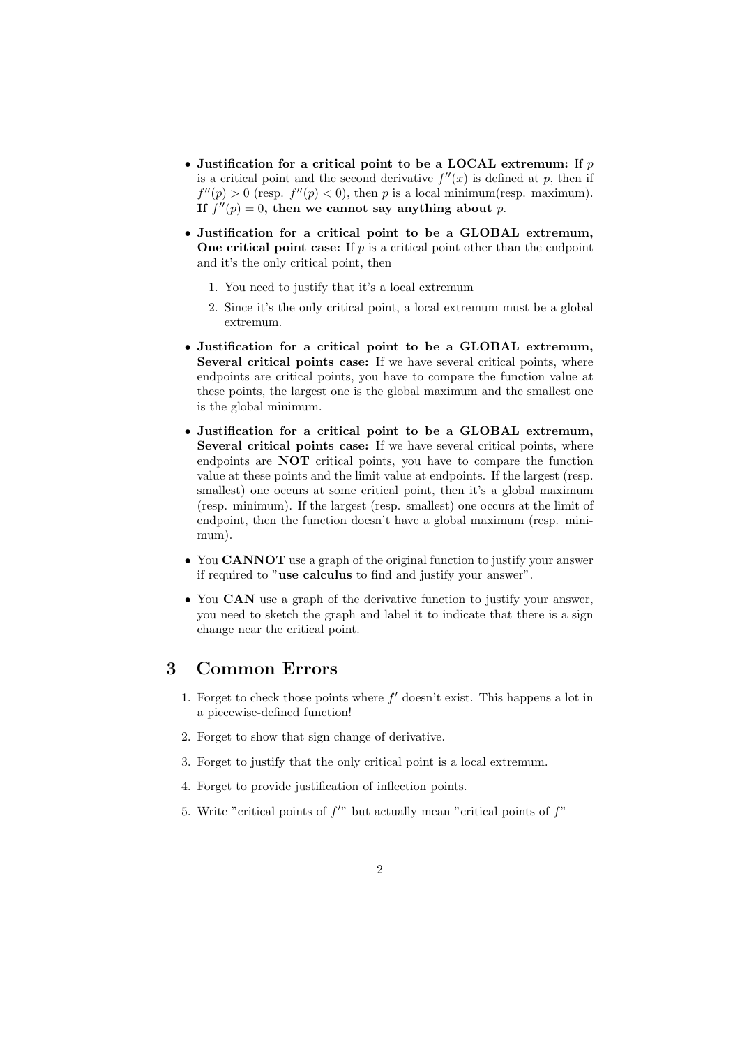- **Justification for a critical point to be a LOCAL extremum:** If $p$ is a critical point and the second derivative $f''(x)$ is defined at $p$, then if $f''(p) > 0$ (resp. $f''(p) < 0$), then $p$ is a local minimum(resp. maximum). **If $f''(p) = 0$, then we cannot say anything about $p$.**

- **Justification for a critical point to be a GLOBAL extremum, One critical point case:** If $p$ is a critical point other than the endpoint and it's the only critical point, then

  1. You need to justify that it's a local extremum
  2. Since it's the only critical point, a local extremum must be a global extremum.

- **Justification for a critical point to be a GLOBAL extremum, Several critical points case:** If we have several critical points, where endpoints are critical points, you have to compare the function value at these points, the largest one is the global maximum and the smallest one is the global minimum.

- **Justification for a critical point to be a GLOBAL extremum, Several critical points case:** If we have several critical points, where endpoints are **NOT** critical points, you have to compare the function value at these points and the limit value at endpoints. If the largest (resp. smallest) one occurs at some critical point, then it's a global maximum (resp. minimum). If the largest (resp. smallest) one occurs at the limit of endpoint, then the function doesn't have a global maximum (resp. minimum).

- You **CANNOT** use a graph of the original function to justify your answer if required to "**use calculus** to find and justify your answer".

- You **CAN** use a graph of the derivative function to justify your answer, you need to sketch the graph and label it to indicate that there is a sign change near the critical point.

## 3 Common Errors

1. Forget to check those points where $f'$ doesn't exist. This happens a lot in a piecewise-defined function!
2. Forget to show that sign change of derivative.
3. Forget to justify that the only critical point is a local extremum.
4. Forget to provide justification of inflection points.
5. Write "critical points of $f'$" but actually mean "critical points of $f$"